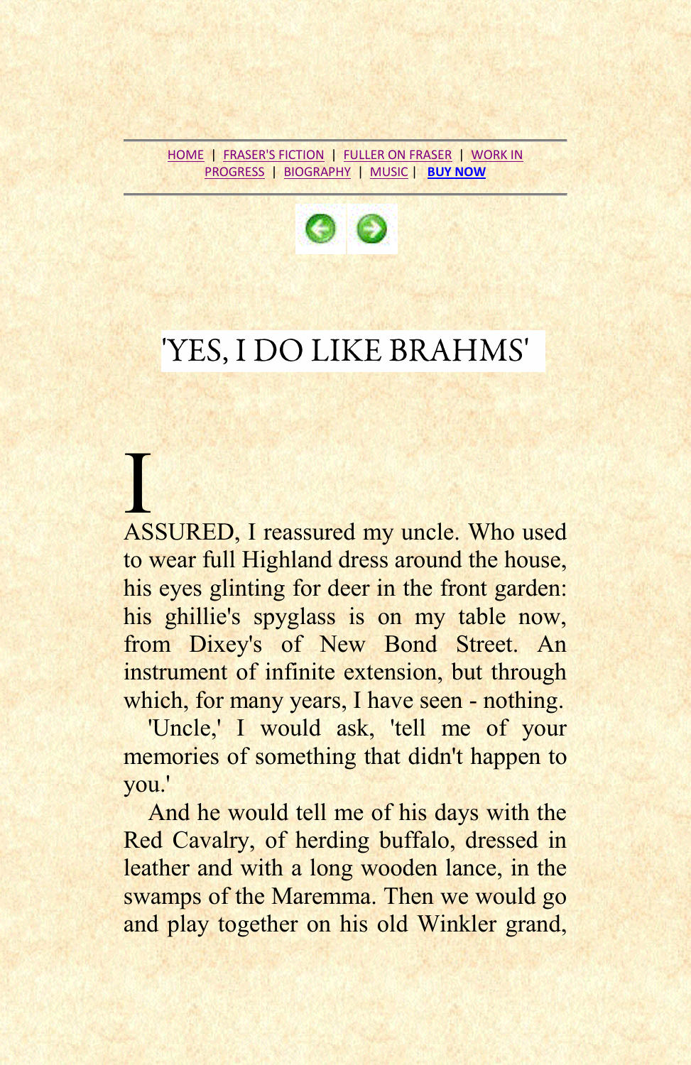HOME | FRASER'S FICTION | FULLER ON FRASER | WORK IN PROGRESS | BIOGRAPHY | MUSIC | **BUY NOW**

# 'YES, I DO LIKE BRAHMS'

I ASSURED, I reassured my uncle. Who used to wear full Highland dress around the house, his eyes glinting for deer in the front garden: his ghillie's spyglass is on my table now, from Dixey's of New Bond Street. An instrument of infinite extension, but through which, for many years, I have seen - nothing.

'Uncle,' I would ask, 'tell me of your memories of something that didn't happen to you.'

And he would tell me of his days with the Red Cavalry, of herding buffalo, dressed in leather and with a long wooden lance, in the swamps of the Maremma. Then we would go and play together on his old Winkler grand,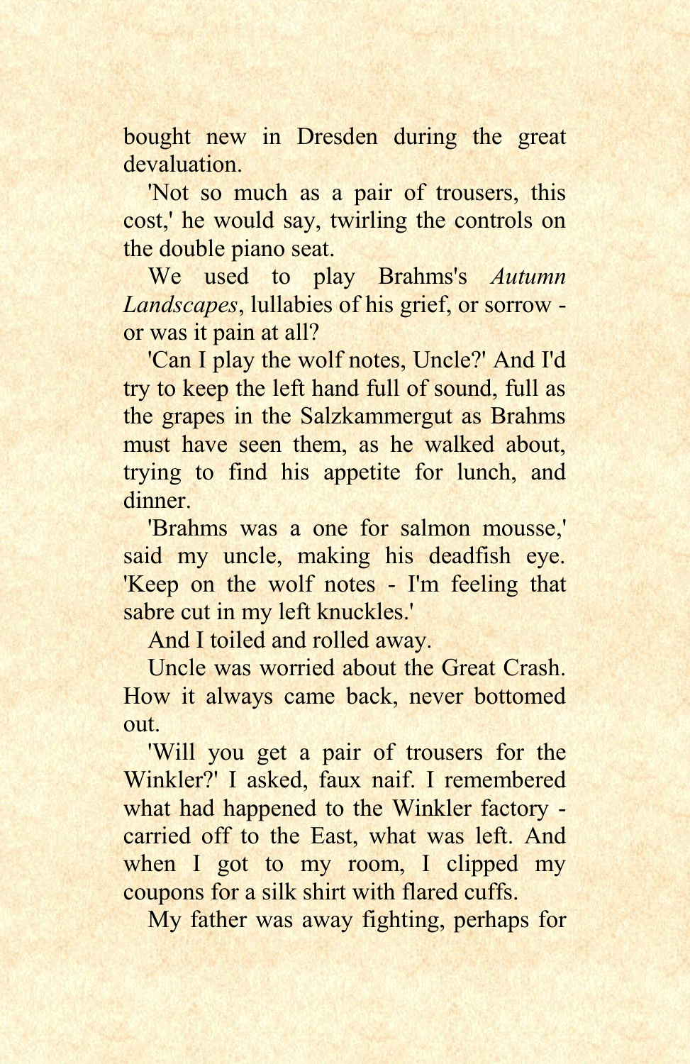bought new in Dresden during the great devaluation.

'Not so much as a pair of trousers, this cost,' he would say, twirling the controls on the double piano seat.

We used to play Brahms's *Autumn Landscapes*, lullabies of his grief, or sorrow - or was it pain at all?

'Can I play the wolf notes, Uncle?' And I'd try to keep the left hand full of sound, full as the grapes in the Salzkammergut as Brahms must have seen them, as he walked about, trying to find his appetite for lunch, and dinner.

'Brahms was a one for salmon mousse,' said my uncle, making his deadfish eye. 'Keep on the wolf notes - I'm feeling that sabre cut in my left knuckles.'

And I toiled and rolled away.

Uncle was worried about the Great Crash. How it always came back, never bottomed out.

'Will you get a pair of trousers for the Winkler?' I asked, faux naif. I remembered what had happened to the Winkler factory - carried off to the East, what was left. And when I got to my room, I clipped my coupons for a silk shirt with flared cuffs.

My father was away fighting, perhaps for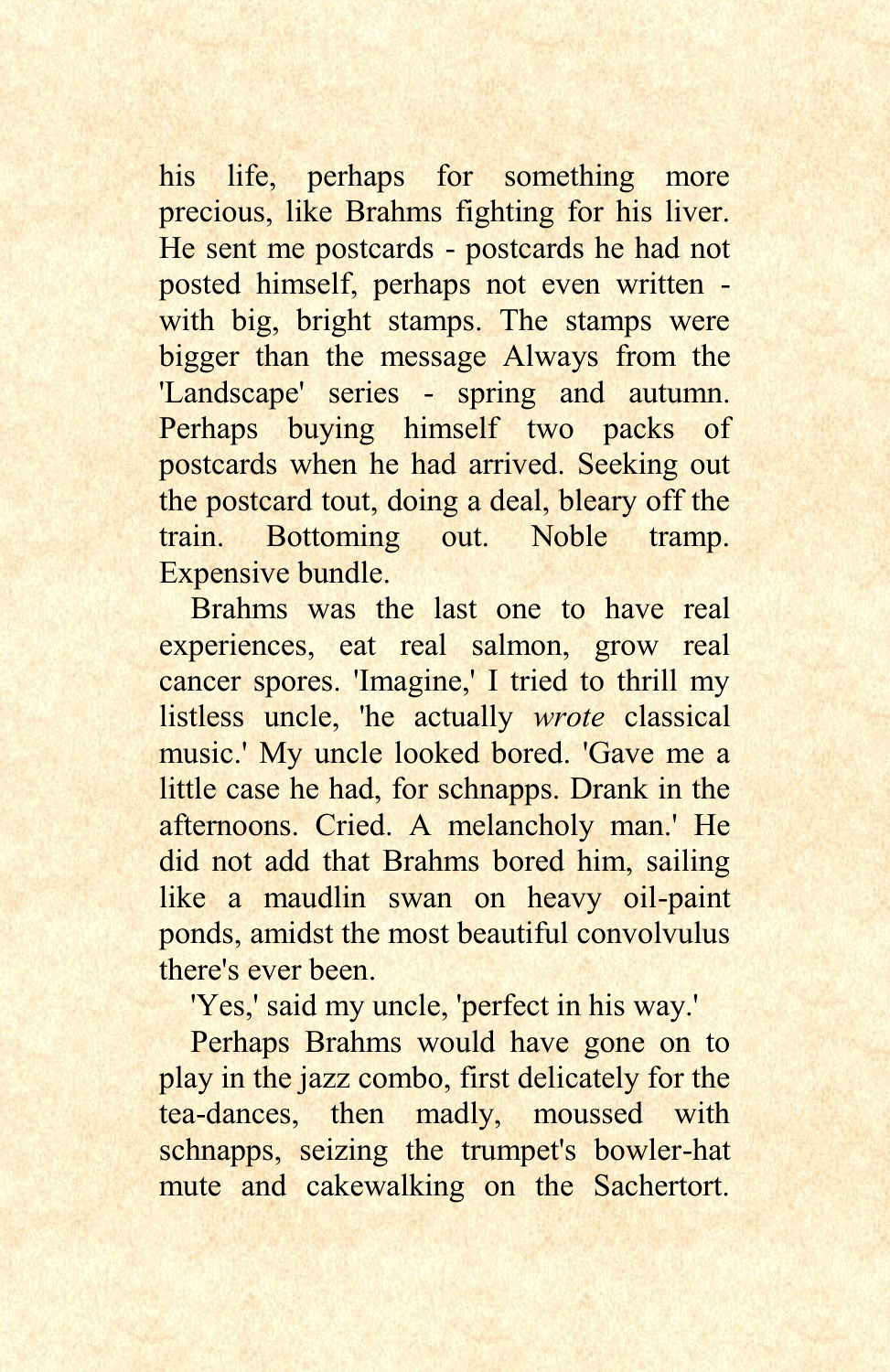his life, perhaps for something more precious, like Brahms fighting for his liver. He sent me postcards - postcards he had not posted himself, perhaps not even written - with big, bright stamps. The stamps were bigger than the message Always from the 'Landscape' series - spring and autumn. Perhaps buying himself two packs of postcards when he had arrived. Seeking out the postcard tout, doing a deal, bleary off the train. Bottoming out. Noble tramp. Expensive bundle.

Brahms was the last one to have real experiences, eat real salmon, grow real cancer spores. 'Imagine,' I tried to thrill my listless uncle, 'he actually *wrote* classical music.' My uncle looked bored. 'Gave me a little case he had, for schnapps. Drank in the afternoons. Cried. A melancholy man.' He did not add that Brahms bored him, sailing like a maudlin swan on heavy oil-paint ponds, amidst the most beautiful convolvulus there's ever been.

'Yes,' said my uncle, 'perfect in his way.'

Perhaps Brahms would have gone on to play in the jazz combo, first delicately for the tea-dances, then madly, moussed with schnapps, seizing the trumpet's bowler-hat mute and cakewalking on the Sachertort.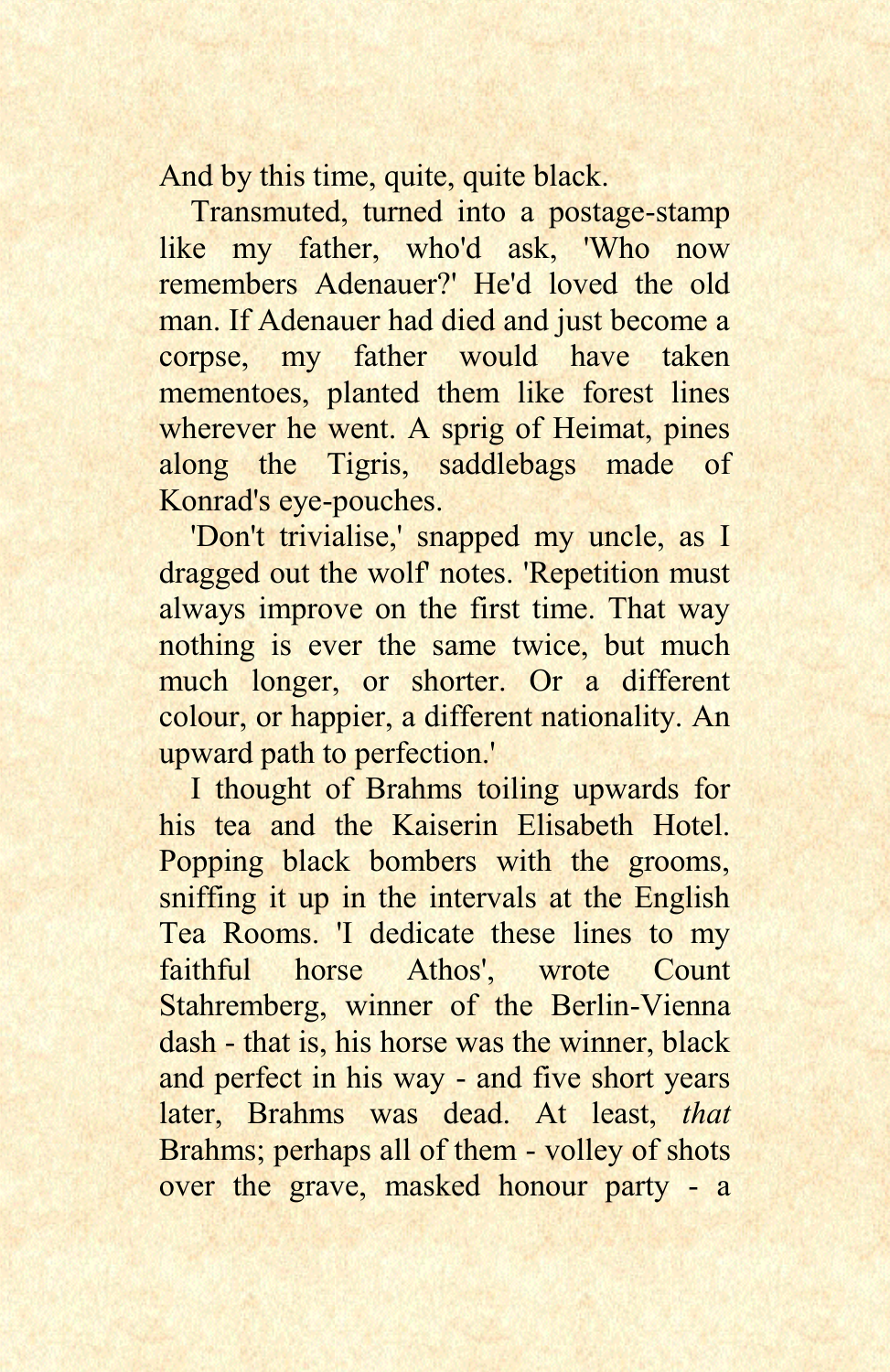And by this time, quite, quite black.

Transmuted, turned into a postage-stamp like my father, who'd ask, 'Who now remembers Adenauer?' He'd loved the old man. If Adenauer had died and just become a corpse, my father would have taken mementoes, planted them like forest lines wherever he went. A sprig of Heimat, pines along the Tigris, saddlebags made of Konrad's eye-pouches.

'Don't trivialise,' snapped my uncle, as I dragged out the wolf' notes. 'Repetition must always improve on the first time. That way nothing is ever the same twice, but much much longer, or shorter. Or a different colour, or happier, a different nationality. An upward path to perfection.'

I thought of Brahms toiling upwards for his tea and the Kaiserin Elisabeth Hotel. Popping black bombers with the grooms, sniffing it up in the intervals at the English Tea Rooms. 'I dedicate these lines to my faithful horse Athos', wrote Count Stahremberg, winner of the Berlin-Vienna dash - that is, his horse was the winner, black and perfect in his way - and five short years later, Brahms was dead. At least, *that* Brahms; perhaps all of them - volley of shots over the grave, masked honour party - a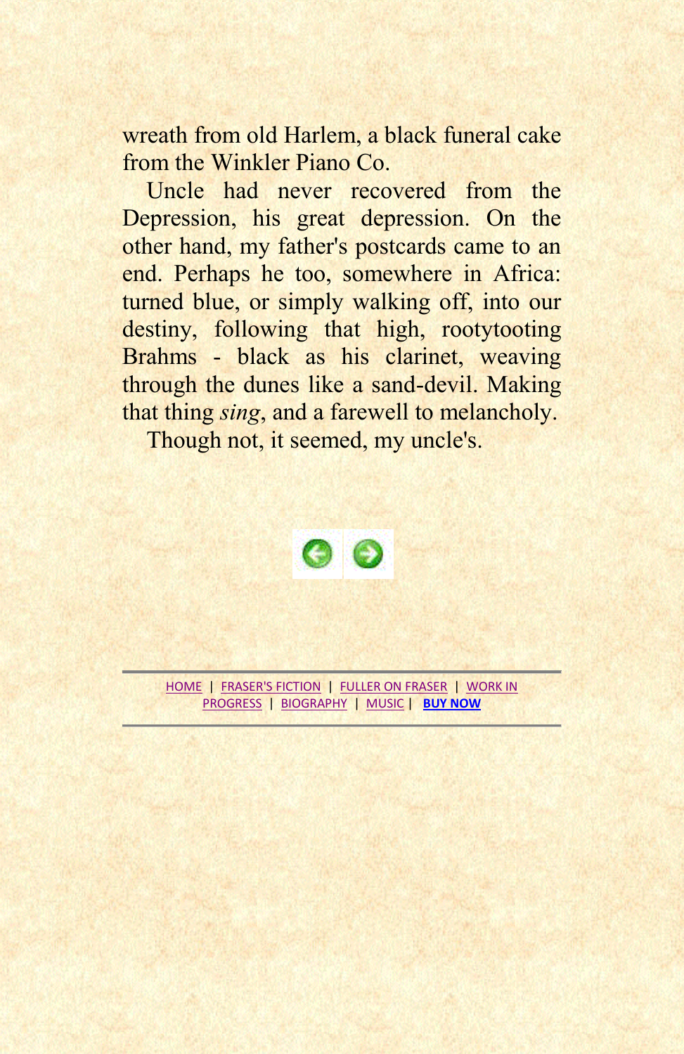wreath from old Harlem, a black funeral cake from the Winkler Piano Co.

Uncle had never recovered from the Depression, his great depression. On the other hand, my father's postcards came to an end. Perhaps he too, somewhere in Africa: turned blue, or simply walking off, into our destiny, following that high, rootytooting Brahms - black as his clarinet, weaving through the dunes like a sand-devil. Making that thing *sing*, and a farewell to melancholy.

Though not, it seemed, my uncle's.

---

HOME | FRASER'S FICTION | FULLER ON FRASER | WORK IN PROGRESS | BIOGRAPHY | MUSIC | **BUY NOW**

---